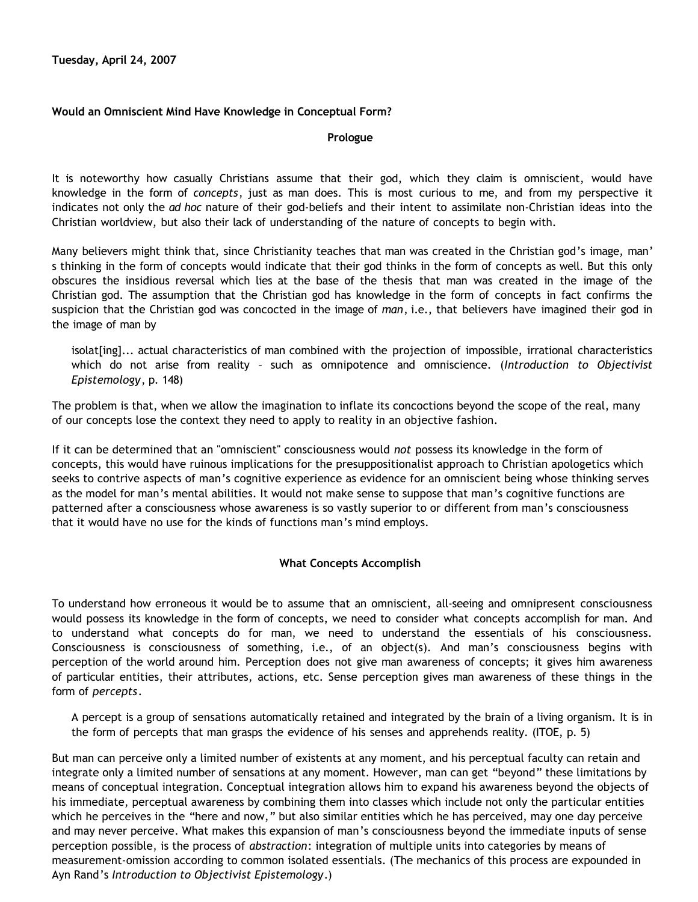**Tuesday, April 24, 2007**

# Would an Omniscient Mind Have Knowledge in Conceptual Form?

## Prologue

It is noteworthy how casually Christians assume that their god, which they claim is omniscient, would have knowledge in the form of *concepts*, just as man does. This is most curious to me, and from my perspective it indicates not only the *ad hoc* nature of their god-beliefs and their intent to assimilate non-Christian ideas into the Christian worldview, but also their lack of understanding of the nature of concepts to begin with.

Many believers might think that, since Christianity teaches that man was created in the Christian god's image, man's thinking in the form of concepts would indicate that their god thinks in the form of concepts as well. But this only obscures the insidious reversal which lies at the base of the thesis that man was created in the image of the Christian god. The assumption that the Christian god has knowledge in the form of concepts in fact confirms the suspicion that the Christian god was concocted in the image of *man*, i.e., that believers have imagined their god in the image of man by

> isolat[ing]... actual characteristics of man combined with the projection of impossible, irrational characteristics which do not arise from reality – such as omnipotence and omniscience. (*Introduction to Objectivist Epistemology*, p. 148)

The problem is that, when we allow the imagination to inflate its concoctions beyond the scope of the real, many of our concepts lose the context they need to apply to reality in an objective fashion.

If it can be determined that an "omniscient" consciousness would *not* possess its knowledge in the form of concepts, this would have ruinous implications for the presuppositionalist approach to Christian apologetics which seeks to contrive aspects of man's cognitive experience as evidence for an omniscient being whose thinking serves as the model for man's mental abilities. It would not make sense to suppose that man's cognitive functions are patterned after a consciousness whose awareness is so vastly superior to or different from man's consciousness that it would have no use for the kinds of functions man's mind employs.

## What Concepts Accomplish

To understand how erroneous it would be to assume that an omniscient, all-seeing and omnipresent consciousness would possess its knowledge in the form of concepts, we need to consider what concepts accomplish for man. And to understand what concepts do for man, we need to understand the essentials of his consciousness. Consciousness is consciousness of something, i.e., of an object(s). And man's consciousness begins with perception of the world around him. Perception does not give man awareness of concepts; it gives him awareness of particular entities, their attributes, actions, etc. Sense perception gives man awareness of these things in the form of *percepts*.

> A percept is a group of sensations automatically retained and integrated by the brain of a living organism. It is in the form of percepts that man grasps the evidence of his senses and apprehends reality. (ITOE, p. 5)

But man can perceive only a limited number of existents at any moment, and his perceptual faculty can retain and integrate only a limited number of sensations at any moment. However, man can get "beyond" these limitations by means of conceptual integration. Conceptual integration allows him to expand his awareness beyond the objects of his immediate, perceptual awareness by combining them into classes which include not only the particular entities which he perceives in the "here and now," but also similar entities which he has perceived, may one day perceive and may never perceive. What makes this expansion of man's consciousness beyond the immediate inputs of sense perception possible, is the process of *abstraction*: integration of multiple units into categories by means of measurement-omission according to common isolated essentials. (The mechanics of this process are expounded in Ayn Rand's *Introduction to Objectivist Epistemology*.)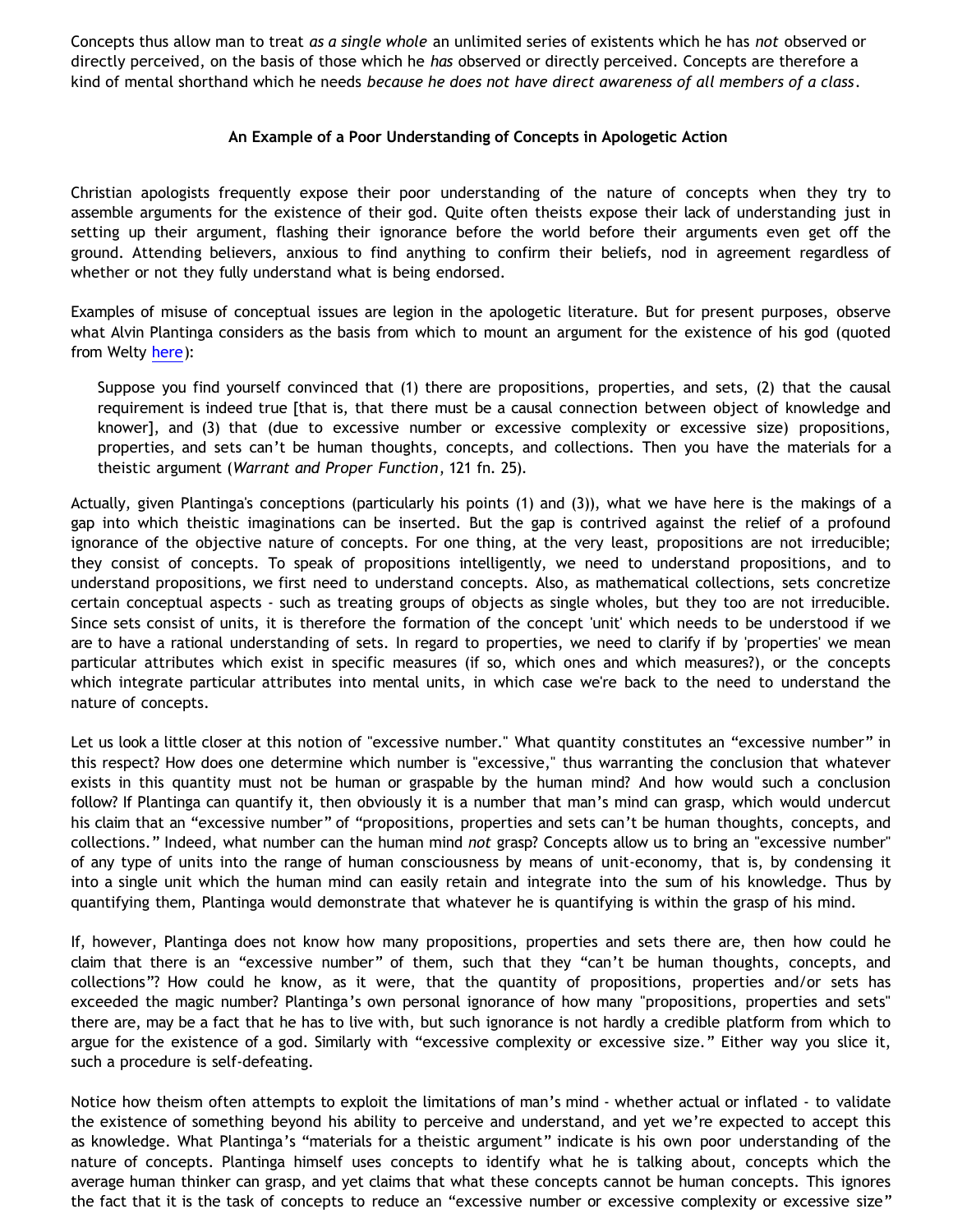Concepts thus allow man to treat *as a single whole* an unlimited series of existents which he has *not* observed or directly perceived, on the basis of those which he *has* observed or directly perceived. Concepts are therefore a kind of mental shorthand which he needs *because he does not have direct awareness of all members of a class*.

### An Example of a Poor Understanding of Concepts in Apologetic Action

Christian apologists frequently expose their poor understanding of the nature of concepts when they try to assemble arguments for the existence of their god. Quite often theists expose their lack of understanding just in setting up their argument, flashing their ignorance before the world before their arguments even get off the ground. Attending believers, anxious to find anything to confirm their beliefs, nod in agreement regardless of whether or not they fully understand what is being endorsed.

Examples of misuse of conceptual issues are legion in the apologetic literature. But for present purposes, observe what Alvin Plantinga considers as the basis from which to mount an argument for the existence of his god (quoted from Welty here):

> Suppose you find yourself convinced that (1) there are propositions, properties, and sets, (2) that the causal requirement is indeed true [that is, that there must be a causal connection between object of knowledge and knower], and (3) that (due to excessive number or excessive complexity or excessive size) propositions, properties, and sets can't be human thoughts, concepts, and collections. Then you have the materials for a theistic argument (*Warrant and Proper Function*, 121 fn. 25).

Actually, given Plantinga's conceptions (particularly his points (1) and (3)), what we have here is the makings of a gap into which theistic imaginations can be inserted. But the gap is contrived against the relief of a profound ignorance of the objective nature of concepts. For one thing, at the very least, propositions are not irreducible; they consist of concepts. To speak of propositions intelligently, we need to understand propositions, and to understand propositions, we first need to understand concepts. Also, as mathematical collections, sets concretize certain conceptual aspects - such as treating groups of objects as single wholes, but they too are not irreducible. Since sets consist of units, it is therefore the formation of the concept 'unit' which needs to be understood if we are to have a rational understanding of sets. In regard to properties, we need to clarify if by 'properties' we mean particular attributes which exist in specific measures (if so, which ones and which measures?), or the concepts which integrate particular attributes into mental units, in which case we're back to the need to understand the nature of concepts.

Let us look a little closer at this notion of "excessive number." What quantity constitutes an "excessive number" in this respect? How does one determine which number is "excessive," thus warranting the conclusion that whatever exists in this quantity must not be human or graspable by the human mind? And how would such a conclusion follow? If Plantinga can quantify it, then obviously it is a number that man's mind can grasp, which would undercut his claim that an "excessive number" of "propositions, properties and sets can't be human thoughts, concepts, and collections." Indeed, what number can the human mind *not* grasp? Concepts allow us to bring an "excessive number" of any type of units into the range of human consciousness by means of unit-economy, that is, by condensing it into a single unit which the human mind can easily retain and integrate into the sum of his knowledge. Thus by quantifying them, Plantinga would demonstrate that whatever he is quantifying is within the grasp of his mind.

If, however, Plantinga does not know how many propositions, properties and sets there are, then how could he claim that there is an "excessive number" of them, such that they "can't be human thoughts, concepts, and collections"? How could he know, as it were, that the quantity of propositions, properties and/or sets has exceeded the magic number? Plantinga's own personal ignorance of how many "propositions, properties and sets" there are, may be a fact that he has to live with, but such ignorance is not hardly a credible platform from which to argue for the existence of a god. Similarly with "excessive complexity or excessive size." Either way you slice it, such a procedure is self-defeating.

Notice how theism often attempts to exploit the limitations of man's mind - whether actual or inflated - to validate the existence of something beyond his ability to perceive and understand, and yet we're expected to accept this as knowledge. What Plantinga's "materials for a theistic argument" indicate is his own poor understanding of the nature of concepts. Plantinga himself uses concepts to identify what he is talking about, concepts which the average human thinker can grasp, and yet claims that what these concepts cannot be human concepts. This ignores the fact that it is the task of concepts to reduce an "excessive number or excessive complexity or excessive size"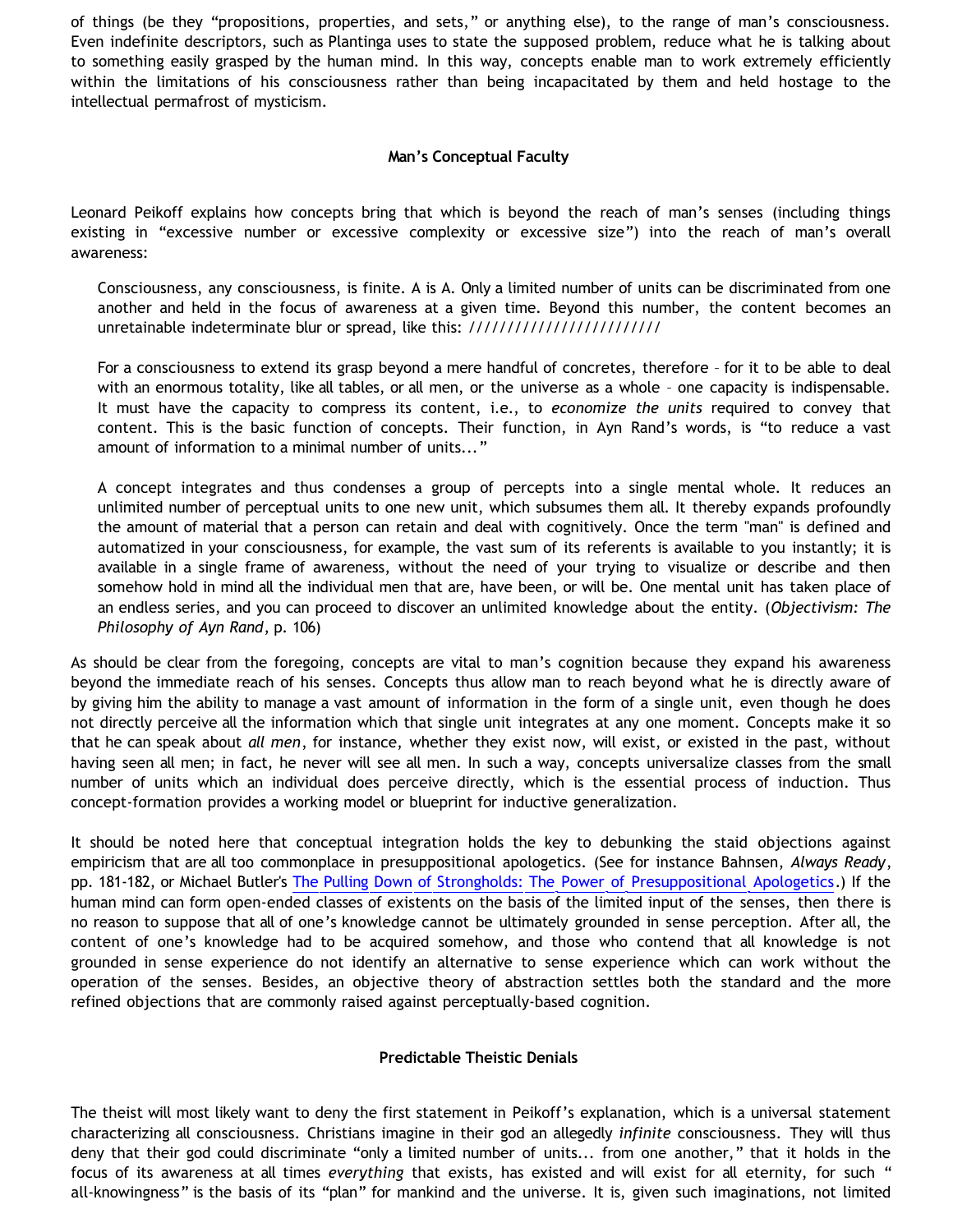of things (be they "propositions, properties, and sets," or anything else), to the range of man's consciousness. Even indefinite descriptors, such as Plantinga uses to state the supposed problem, reduce what he is talking about to something easily grasped by the human mind. In this way, concepts enable man to work extremely efficiently within the limitations of his consciousness rather than being incapacitated by them and held hostage to the intellectual permafrost of mysticism.

### Man's Conceptual Faculty

Leonard Peikoff explains how concepts bring that which is beyond the reach of man's senses (including things existing in "excessive number or excessive complexity or excessive size") into the reach of man's overall awareness:

> Consciousness, any consciousness, is finite. A is A. Only a limited number of units can be discriminated from one another and held in the focus of awareness at a given time. Beyond this number, the content becomes an unretainable indeterminate blur or spread, like this: ////////////////////////
>
> For a consciousness to extend its grasp beyond a mere handful of concretes, therefore – for it to be able to deal with an enormous totality, like all tables, or all men, or the universe as a whole – one capacity is indispensable. It must have the capacity to compress its content, i.e., to *economize the units* required to convey that content. This is the basic function of concepts. Their function, in Ayn Rand's words, is "to reduce a vast amount of information to a minimal number of units..."
>
> A concept integrates and thus condenses a group of percepts into a single mental whole. It reduces an unlimited number of perceptual units to one new unit, which subsumes them all. It thereby expands profoundly the amount of material that a person can retain and deal with cognitively. Once the term "man" is defined and automatized in your consciousness, for example, the vast sum of its referents is available to you instantly; it is available in a single frame of awareness, without the need of your trying to visualize or describe and then somehow hold in mind all the individual men that are, have been, or will be. One mental unit has taken place of an endless series, and you can proceed to discover an unlimited knowledge about the entity. (*Objectivism: The Philosophy of Ayn Rand*, p. 106)

As should be clear from the foregoing, concepts are vital to man's cognition because they expand his awareness beyond the immediate reach of his senses. Concepts thus allow man to reach beyond what he is directly aware of by giving him the ability to manage a vast amount of information in the form of a single unit, even though he does not directly perceive all the information which that single unit integrates at any one moment. Concepts make it so that he can speak about *all men*, for instance, whether they exist now, will exist, or existed in the past, without having seen all men; in fact, he never will see all men. In such a way, concepts universalize classes from the small number of units which an individual does perceive directly, which is the essential process of induction. Thus concept-formation provides a working model or blueprint for inductive generalization.

It should be noted here that conceptual integration holds the key to debunking the staid objections against empiricism that are all too commonplace in presuppositional apologetics. (See for instance Bahnsen, *Always Ready*, pp. 181-182, or Michael Butler's The Pulling Down of Strongholds: The Power of Presuppositional Apologetics.) If the human mind can form open-ended classes of existents on the basis of the limited input of the senses, then there is no reason to suppose that all of one's knowledge cannot be ultimately grounded in sense perception. After all, the content of one's knowledge had to be acquired somehow, and those who contend that all knowledge is not grounded in sense experience do not identify an alternative to sense experience which can work without the operation of the senses. Besides, an objective theory of abstraction settles both the standard and the more refined objections that are commonly raised against perceptually-based cognition.

### Predictable Theistic Denials

The theist will most likely want to deny the first statement in Peikoff's explanation, which is a universal statement characterizing all consciousness. Christians imagine in their god an allegedly *infinite* consciousness. They will thus deny that their god could discriminate "only a limited number of units... from one another," that it holds in the focus of its awareness at all times *everything* that exists, has existed and will exist for all eternity, for such "all-knowingness" is the basis of its "plan" for mankind and the universe. It is, given such imaginations, not limited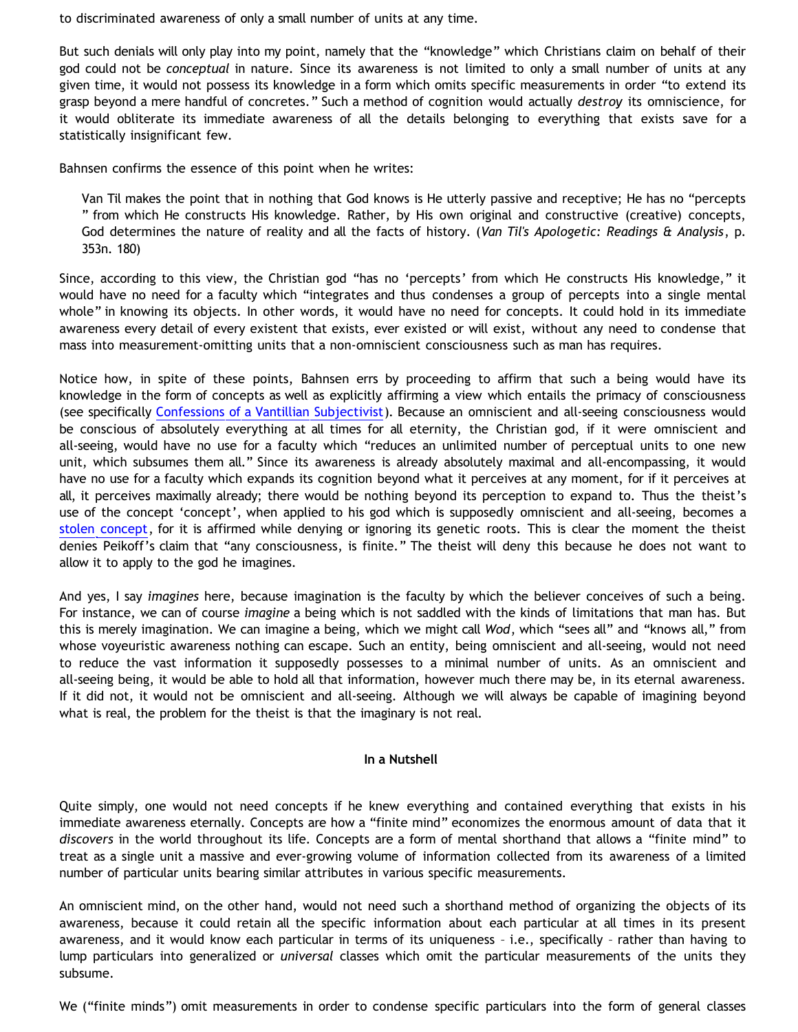to discriminated awareness of only a small number of units at any time.

But such denials will only play into my point, namely that the "knowledge" which Christians claim on behalf of their god could not be *conceptual* in nature. Since its awareness is not limited to only a small number of units at any given time, it would not possess its knowledge in a form which omits specific measurements in order "to extend its grasp beyond a mere handful of concretes." Such a method of cognition would actually *destroy* its omniscience, for it would obliterate its immediate awareness of all the details belonging to everything that exists save for a statistically insignificant few.

Bahnsen confirms the essence of this point when he writes:

> Van Til makes the point that in nothing that God knows is He utterly passive and receptive; He has no "percepts " from which He constructs His knowledge. Rather, by His own original and constructive (creative) concepts, God determines the nature of reality and all the facts of history. (*Van Til's Apologetic: Readings & Analysis*, p. 353n. 180)

Since, according to this view, the Christian god "has no 'percepts' from which He constructs His knowledge," it would have no need for a faculty which "integrates and thus condenses a group of percepts into a single mental whole" in knowing its objects. In other words, it would have no need for concepts. It could hold in its immediate awareness every detail of every existent that exists, ever existed or will exist, without any need to condense that mass into measurement-omitting units that a non-omniscient consciousness such as man has requires.

Notice how, in spite of these points, Bahnsen errs by proceeding to affirm that such a being would have its knowledge in the form of concepts as well as explicitly affirming a view which entails the primacy of consciousness (see specifically Confessions of a Vantillian Subjectivist). Because an omniscient and all-seeing consciousness would be conscious of absolutely everything at all times for all eternity, the Christian god, if it were omniscient and all-seeing, would have no use for a faculty which "reduces an unlimited number of perceptual units to one new unit, which subsumes them all." Since its awareness is already absolutely maximal and all-encompassing, it would have no use for a faculty which expands its cognition beyond what it perceives at any moment, for if it perceives at all, it perceives maximally already; there would be nothing beyond its perception to expand to. Thus the theist's use of the concept 'concept', when applied to his god which is supposedly omniscient and all-seeing, becomes a stolen concept, for it is affirmed while denying or ignoring its genetic roots. This is clear the moment the theist denies Peikoff's claim that "any consciousness, is finite." The theist will deny this because he does not want to allow it to apply to the god he imagines.

And yes, I say *imagines* here, because imagination is the faculty by which the believer conceives of such a being. For instance, we can of course *imagine* a being which is not saddled with the kinds of limitations that man has. But this is merely imagination. We can imagine a being, which we might call *Wod*, which "sees all" and "knows all," from whose voyeuristic awareness nothing can escape. Such an entity, being omniscient and all-seeing, would not need to reduce the vast information it supposedly possesses to a minimal number of units. As an omniscient and all-seeing being, it would be able to hold all that information, however much there may be, in its eternal awareness. If it did not, it would not be omniscient and all-seeing. Although we will always be capable of imagining beyond what is real, the problem for the theist is that the imaginary is not real.

**In a Nutshell**

Quite simply, one would not need concepts if he knew everything and contained everything that exists in his immediate awareness eternally. Concepts are how a "finite mind" economizes the enormous amount of data that it *discovers* in the world throughout its life. Concepts are a form of mental shorthand that allows a "finite mind" to treat as a single unit a massive and ever-growing volume of information collected from its awareness of a limited number of particular units bearing similar attributes in various specific measurements.

An omniscient mind, on the other hand, would not need such a shorthand method of organizing the objects of its awareness, because it could retain all the specific information about each particular at all times in its present awareness, and it would know each particular in terms of its uniqueness – i.e., specifically – rather than having to lump particulars into generalized or *universal* classes which omit the particular measurements of the units they subsume.

We ("finite minds") omit measurements in order to condense specific particulars into the form of general classes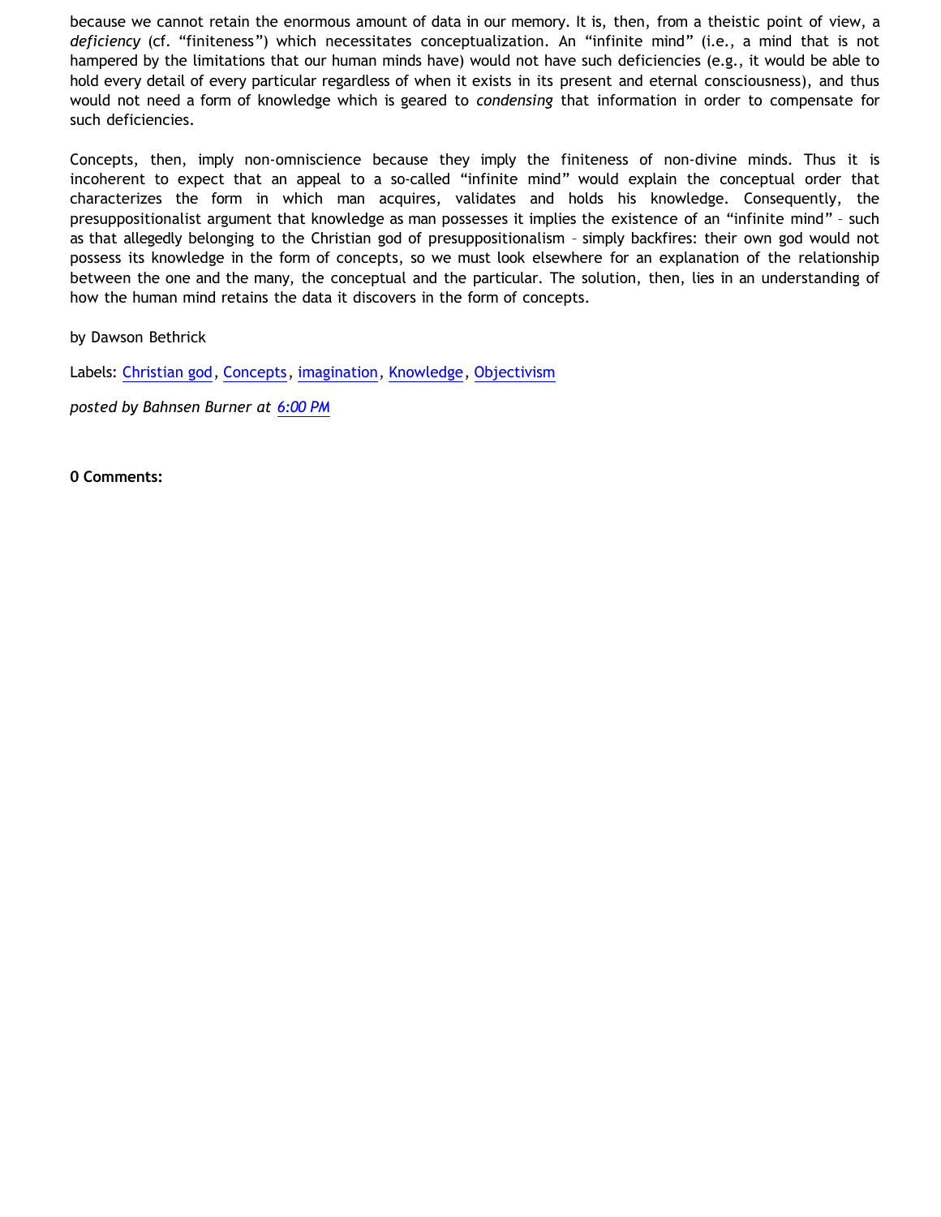because we cannot retain the enormous amount of data in our memory. It is, then, from a theistic point of view, a *deficiency* (cf. "finiteness") which necessitates conceptualization. An "infinite mind" (i.e., a mind that is not hampered by the limitations that our human minds have) would not have such deficiencies (e.g., it would be able to hold every detail of every particular regardless of when it exists in its present and eternal consciousness), and thus would not need a form of knowledge which is geared to *condensing* that information in order to compensate for such deficiencies.

Concepts, then, imply non-omniscience because they imply the finiteness of non-divine minds. Thus it is incoherent to expect that an appeal to a so-called "infinite mind" would explain the conceptual order that characterizes the form in which man acquires, validates and holds his knowledge. Consequently, the presuppositionalist argument that knowledge as man possesses it implies the existence of an "infinite mind" – such as that allegedly belonging to the Christian god of presuppositionalism – simply backfires: their own god would not possess its knowledge in the form of concepts, so we must look elsewhere for an explanation of the relationship between the one and the many, the conceptual and the particular. The solution, then, lies in an understanding of how the human mind retains the data it discovers in the form of concepts.

by Dawson Bethrick

Labels: Christian god, Concepts, imagination, Knowledge, Objectivism

*posted by Bahnsen Burner at 6:00 PM*

**0 Comments:**